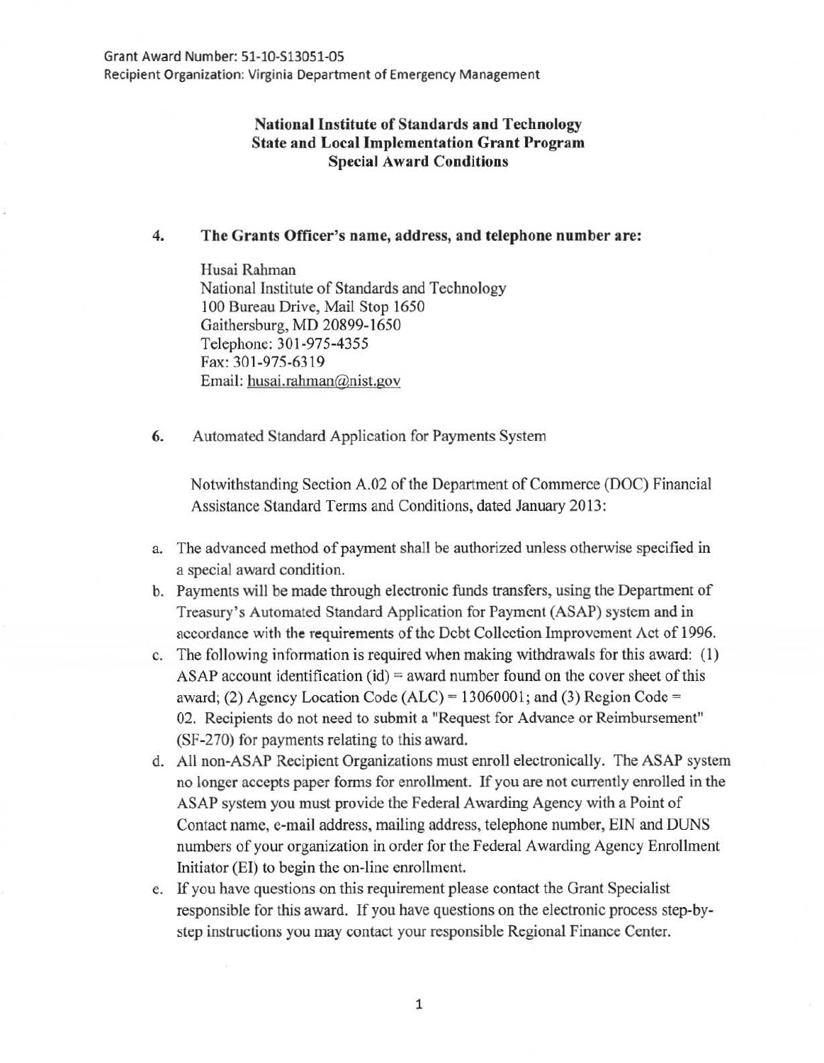Grant Award Number: 51-10-S13051-05
Recipient Organization: Virginia Department of Emergency Management

**National Institute of Standards and Technology**
**State and Local Implementation Grant Program**
**Special Award Conditions**

**4. The Grants Officer's name, address, and telephone number are:**

Husai Rahman
National Institute of Standards and Technology
100 Bureau Drive, Mail Stop 1650
Gaithersburg, MD 20899-1650
Telephone: 301-975-4355
Fax: 301-975-6319
Email: husai.rahman@nist.gov

**6.** Automated Standard Application for Payments System

Notwithstanding Section A.02 of the Department of Commerce (DOC) Financial Assistance Standard Terms and Conditions, dated January 2013:

a. The advanced method of payment shall be authorized unless otherwise specified in a special award condition.
b. Payments will be made through electronic funds transfers, using the Department of Treasury's Automated Standard Application for Payment (ASAP) system and in accordance with the requirements of the Debt Collection Improvement Act of 1996.
c. The following information is required when making withdrawals for this award: (1) ASAP account identification (id) = award number found on the cover sheet of this award; (2) Agency Location Code (ALC) = 13060001; and (3) Region Code = 02. Recipients do not need to submit a "Request for Advance or Reimbursement" (SF-270) for payments relating to this award.
d. All non-ASAP Recipient Organizations must enroll electronically. The ASAP system no longer accepts paper forms for enrollment. If you are not currently enrolled in the ASAP system you must provide the Federal Awarding Agency with a Point of Contact name, e-mail address, mailing address, telephone number, EIN and DUNS numbers of your organization in order for the Federal Awarding Agency Enrollment Initiator (EI) to begin the on-line enrollment.
e. If you have questions on this requirement please contact the Grant Specialist responsible for this award. If you have questions on the electronic process step-by-step instructions you may contact your responsible Regional Finance Center.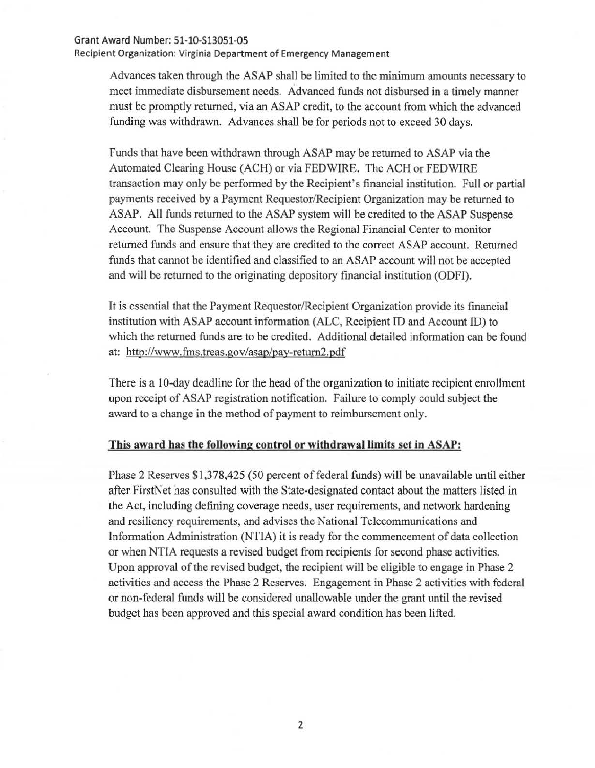Advances taken through the ASAP shall be limited to the minimum amounts necessary to meet immediate disbursement needs. Advanced funds not disbursed in a timely manner must be promptly returned, via an ASAP credit, to the account from which the advanced funding was withdrawn. Advances shall be for periods not to exceed 30 days.

Funds that have been withdrawn through ASAP may be returned to ASAP via the Automated Clearing House (ACH) or via FEDWIRE. The ACH or FEDWIRE transaction may only be performed by the Recipient's financial institution. Full or partial payments received by a Payment Requestor/Recipient Organization may be returned to ASAP. All funds returned to the ASAP system will be credited to the ASAP Suspense Account. The Suspense Account allows the Regional Financial Center to monitor returned funds and ensure that they are credited to the correct ASAP account. Returned funds that cannot be identified and classified to an ASAP account will not be accepted and will be returned to the originating depository financial institution (ODFI).

It is essential that the Payment Requestor/Recipient Organization provide its financial institution with ASAP account information (ALC, Recipient ID and Account ID) to which the returned funds are to be credited. Additional detailed information can be found at: http://www.fms.treas.gov/asap/pay-return2.pdf

There is a 10-day deadline for the head of the organization to initiate recipient enrollment upon receipt of ASAP registration notification. Failure to comply could subject the award to a change in the method of payment to reimbursement only.

**This award has the following control or withdrawal limits set in ASAP:**

Phase 2 Reserves $1,378,425 (50 percent of federal funds) will be unavailable until either after FirstNet has consulted with the State-designated contact about the matters listed in the Act, including defining coverage needs, user requirements, and network hardening and resiliency requirements, and advises the National Telecommunications and Information Administration (NTIA) it is ready for the commencement of data collection or when NTIA requests a revised budget from recipients for second phase activities. Upon approval of the revised budget, the recipient will be eligible to engage in Phase 2 activities and access the Phase 2 Reserves. Engagement in Phase 2 activities with federal or non-federal funds will be considered unallowable under the grant until the revised budget has been approved and this special award condition has been lifted.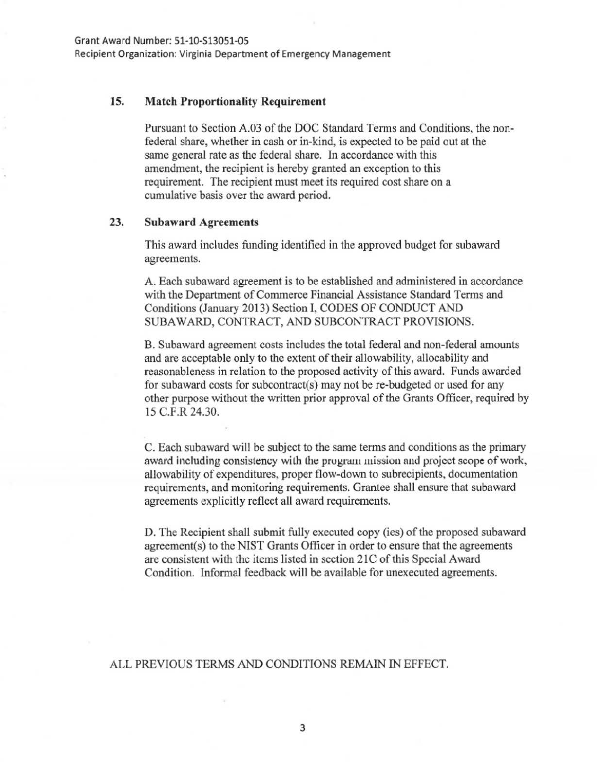Grant Award Number: 51-10-S13051-05
Recipient Organization: Virginia Department of Emergency Management

### 15. Match Proportionality Requirement

Pursuant to Section A.03 of the DOC Standard Terms and Conditions, the non-federal share, whether in cash or in-kind, is expected to be paid out at the same general rate as the federal share. In accordance with this amendment, the recipient is hereby granted an exception to this requirement. The recipient must meet its required cost share on a cumulative basis over the award period.

### 23. Subaward Agreements

This award includes funding identified in the approved budget for subaward agreements.

A. Each subaward agreement is to be established and administered in accordance with the Department of Commerce Financial Assistance Standard Terms and Conditions (January 2013) Section I, CODES OF CONDUCT AND SUBAWARD, CONTRACT, AND SUBCONTRACT PROVISIONS.

B. Subaward agreement costs includes the total federal and non-federal amounts and are acceptable only to the extent of their allowability, allocability and reasonableness in relation to the proposed activity of this award. Funds awarded for subaward costs for subcontract(s) may not be re-budgeted or used for any other purpose without the written prior approval of the Grants Officer, required by 15 C.F.R 24.30.

C. Each subaward will be subject to the same terms and conditions as the primary award including consistency with the program mission and project scope of work, allowability of expenditures, proper flow-down to subrecipients, documentation requirements, and monitoring requirements. Grantee shall ensure that subaward agreements explicitly reflect all award requirements.

D. The Recipient shall submit fully executed copy (ies) of the proposed subaward agreement(s) to the NIST Grants Officer in order to ensure that the agreements are consistent with the items listed in section 21C of this Special Award Condition. Informal feedback will be available for unexecuted agreements.

ALL PREVIOUS TERMS AND CONDITIONS REMAIN IN EFFECT.